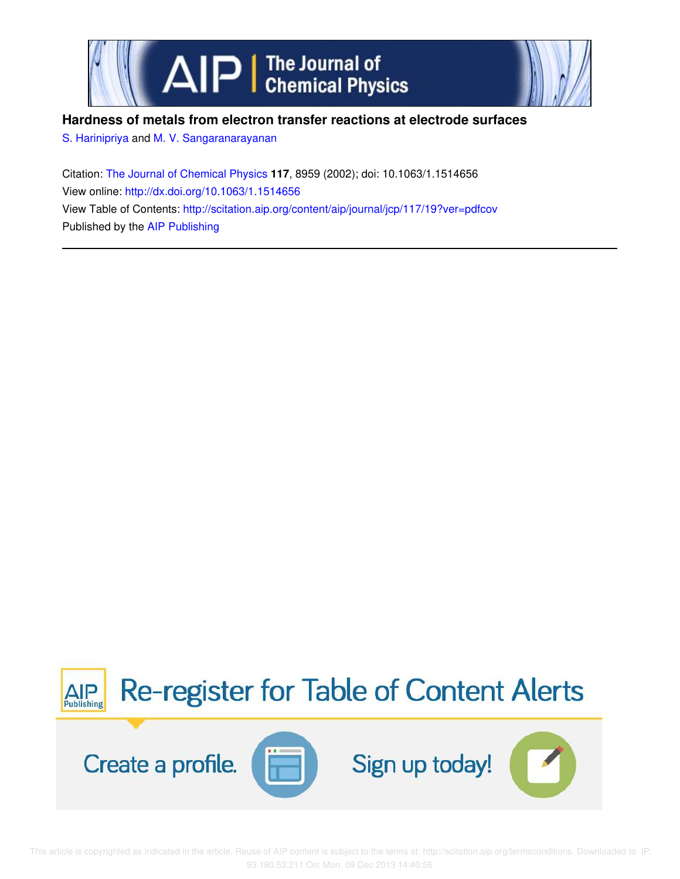**Hardness of metals from electron transfer reactions at electrode surfaces**

S. Harinipriya and M. V. Sangaranarayanan

Citation: The Journal of Chemical Physics **117**, 8959 (2002); doi: 10.1063/1.1514656

View online: http://dx.doi.org/10.1063/1.1514656

View Table of Contents: http://scitation.aip.org/content/aip/journal/jcp/117/19?ver=pdfcov

Published by the AIP Publishing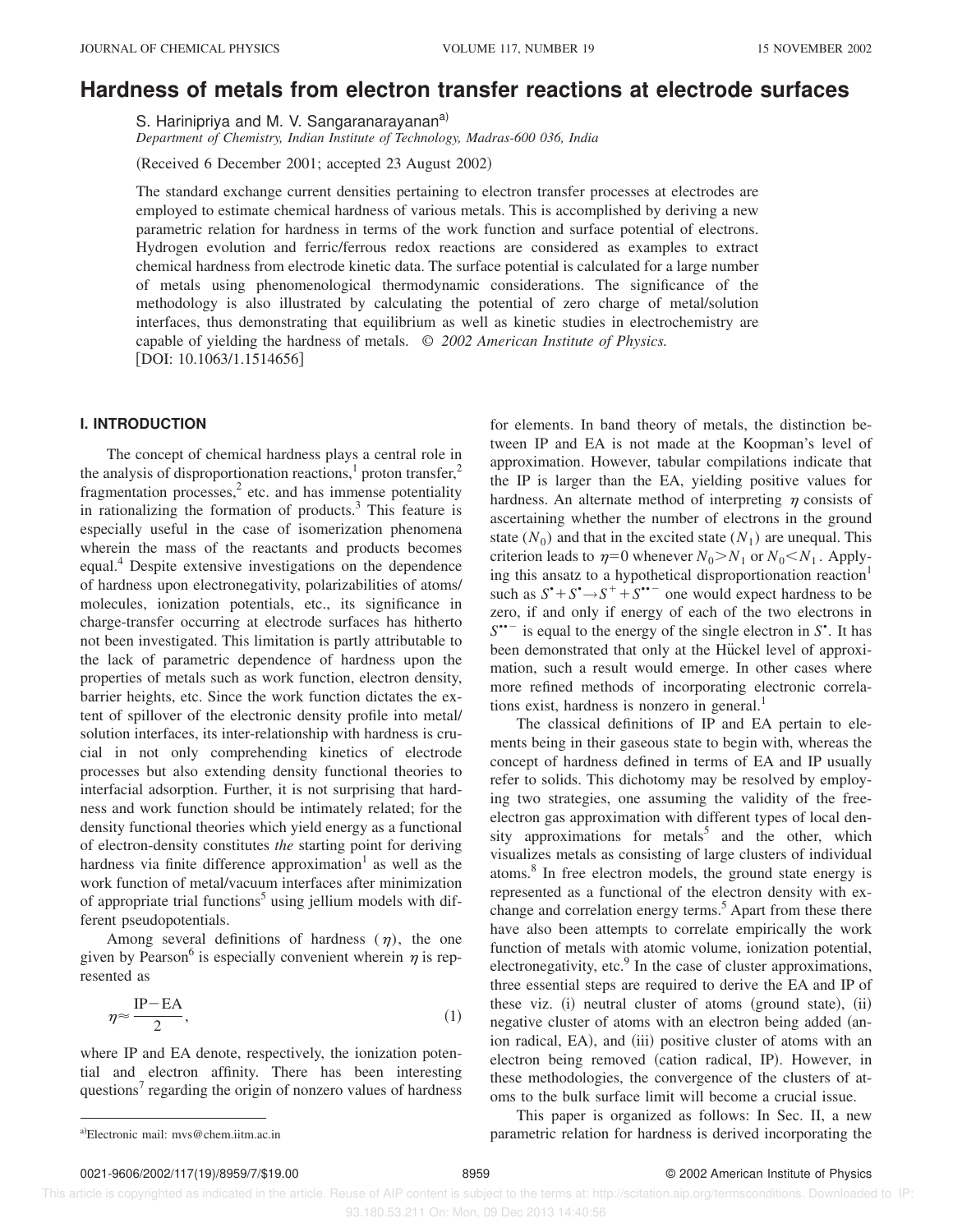# Hardness of metals from electron transfer reactions at electrode surfaces

S. Harinipriya and M. V. Sangaranarayanan[a)]

*Department of Chemistry, Indian Institute of Technology, Madras-600 036, India*

(Received 6 December 2001; accepted 23 August 2002)

The standard exchange current densities pertaining to electron transfer processes at electrodes are employed to estimate chemical hardness of various metals. This is accomplished by deriving a new parametric relation for hardness in terms of the work function and surface potential of electrons. Hydrogen evolution and ferric/ferrous redox reactions are considered as examples to extract chemical hardness from electrode kinetic data. The surface potential is calculated for a large number of metals using phenomenological thermodynamic considerations. The significance of the methodology is also illustrated by calculating the potential of zero charge of metal/solution interfaces, thus demonstrating that equilibrium as well as kinetic studies in electrochemistry are capable of yielding the hardness of metals. © *2002 American Institute of Physics.* [DOI: 10.1063/1.1514656]

## I. INTRODUCTION

The concept of chemical hardness plays a central role in the analysis of disproportionation reactions,[1] proton transfer,[2] fragmentation processes,[2] etc. and has immense potentiality in rationalizing the formation of products.[3] This feature is especially useful in the case of isomerization phenomena wherein the mass of the reactants and products becomes equal.[4] Despite extensive investigations on the dependence of hardness upon electronegativity, polarizabilities of atoms/molecules, ionization potentials, etc., its significance in charge-transfer occurring at electrode surfaces has hitherto not been investigated. This limitation is partly attributable to the lack of parametric dependence of hardness upon the properties of metals such as work function, electron density, barrier heights, etc. Since the work function dictates the extent of spillover of the electronic density profile into metal/solution interfaces, its inter-relationship with hardness is crucial in not only comprehending kinetics of electrode processes but also extending density functional theories to interfacial adsorption. Further, it is not surprising that hardness and work function should be intimately related; for the density functional theories which yield energy as a functional of electron-density constitutes *the* starting point for deriving hardness via finite difference approximation[1] as well as the work function of metal/vacuum interfaces after minimization of appropriate trial functions[5] using jellium models with different pseudopotentials.

Among several definitions of hardness ($\eta$), the one given by Pearson[6] is especially convenient wherein $\eta$ is represented as

$$\eta \approx \frac{\mathrm{IP}-\mathrm{EA}}{2}, \tag{1}$$

where IP and EA denote, respectively, the ionization potential and electron affinity. There has been interesting questions[7] regarding the origin of nonzero values of hardness for elements. In band theory of metals, the distinction between IP and EA is not made at the Koopman's level of approximation. However, tabular compilations indicate that the IP is larger than the EA, yielding positive values for hardness. An alternate method of interpreting $\eta$ consists of ascertaining whether the number of electrons in the ground state ($N_0$) and that in the excited state ($N_1$) are unequal. This criterion leads to $\eta=0$ whenever $N_0>N_1$ or $N_0<N_1$. Applying this ansatz to a hypothetical disproportionation reaction[1] such as $S^{\bullet}+S^{\bullet}\rightarrow S^{+}+S^{\bullet\bullet-}$ one would expect hardness to be zero, if and only if energy of each of the two electrons in $S^{\bullet\bullet-}$ is equal to the energy of the single electron in $S^{\bullet}$. It has been demonstrated that only at the Hückel level of approximation, such a result would emerge. In other cases where more refined methods of incorporating electronic correlations exist, hardness is nonzero in general.[1]

The classical definitions of IP and EA pertain to elements being in their gaseous state to begin with, whereas the concept of hardness defined in terms of EA and IP usually refer to solids. This dichotomy may be resolved by employing two strategies, one assuming the validity of the free-electron gas approximation with different types of local density approximations for metals[5] and the other, which visualizes metals as consisting of large clusters of individual atoms.[8] In free electron models, the ground state energy is represented as a functional of the electron density with exchange and correlation energy terms.[5] Apart from these there have also been attempts to correlate empirically the work function of metals with atomic volume, ionization potential, electronegativity, etc.[9] In the case of cluster approximations, three essential steps are required to derive the EA and IP of these viz. (i) neutral cluster of atoms (ground state), (ii) negative cluster of atoms with an electron being added (anion radical, EA), and (iii) positive cluster of atoms with an electron being removed (cation radical, IP). However, in these methodologies, the convergence of the clusters of atoms to the bulk surface limit will become a crucial issue.

This paper is organized as follows: In Sec. II, a new parametric relation for hardness is derived incorporating the

[a)]Electronic mail: mvs@chem.iitm.ac.in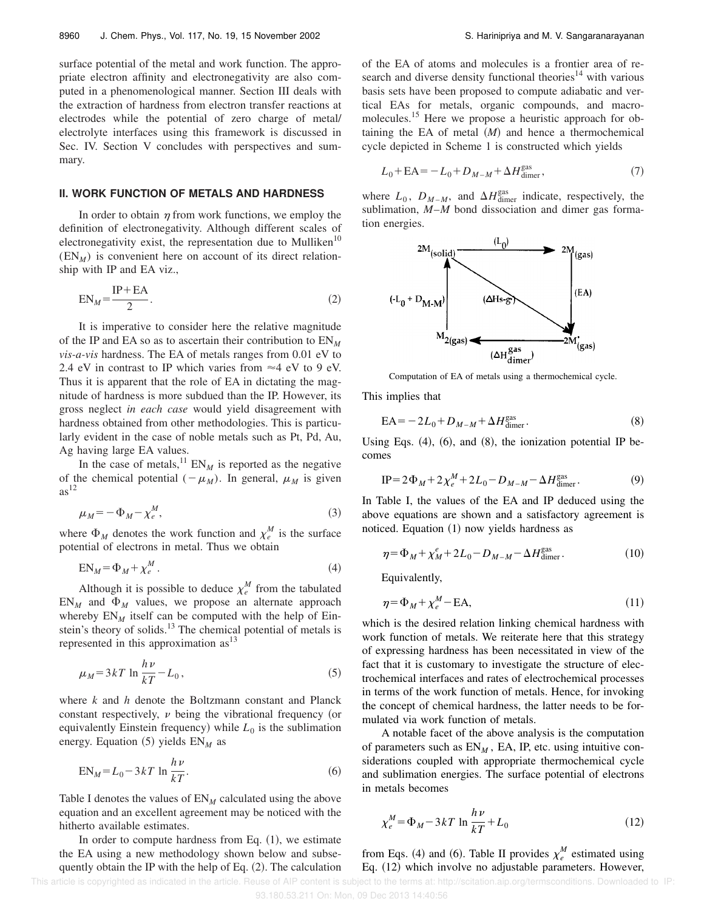surface potential of the metal and work function. The appropriate electron affinity and electronegativity are also computed in a phenomenological manner. Section III deals with the extraction of hardness from electron transfer reactions at electrodes while the potential of zero charge of metal/electrolyte interfaces using this framework is discussed in Sec. IV. Section V concludes with perspectives and summary.

## II. WORK FUNCTION OF METALS AND HARDNESS

In order to obtain $\eta$ from work functions, we employ the definition of electronegativity. Although different scales of electronegativity exist, the representation due to Mulliken[10] ($EN_M$) is convenient here on account of its direct relationship with IP and EA viz.,

$$EN_M = \frac{IP + EA}{2}. \tag{2}$$

It is imperative to consider here the relative magnitude of the IP and EA so as to ascertain their contribution to $EN_M$ *vis-a-vis* hardness. The EA of metals ranges from 0.01 eV to 2.4 eV in contrast to IP which varies from $\approx$4 eV to 9 eV. Thus it is apparent that the role of EA in dictating the magnitude of hardness is more subdued than the IP. However, its gross neglect *in each case* would yield disagreement with hardness obtained from other methodologies. This is particularly evident in the case of noble metals such as Pt, Pd, Au, Ag having large EA values.

In the case of metals,[11] $EN_M$ is reported as the negative of the chemical potential ($-\mu_M$). In general, $\mu_M$ is given as[12]

$$\mu_M = -\Phi_M - \chi_e^M, \tag{3}$$

where $\Phi_M$ denotes the work function and $\chi_e^M$ is the surface potential of electrons in metal. Thus we obtain

$$EN_M = \Phi_M + \chi_e^M. \tag{4}$$

Although it is possible to deduce $\chi_e^M$ from the tabulated $EN_M$ and $\Phi_M$ values, we propose an alternate approach whereby $EN_M$ itself can be computed with the help of Einstein's theory of solids.[13] The chemical potential of metals is represented in this approximation as[13]

$$\mu_M = 3kT \ln \frac{h\nu}{kT} - L_0, \tag{5}$$

where $k$ and $h$ denote the Boltzmann constant and Planck constant respectively, $\nu$ being the vibrational frequency (or equivalently Einstein frequency) while $L_0$ is the sublimation energy. Equation (5) yields $EN_M$ as

$$EN_M = L_0 - 3kT \ln \frac{h\nu}{kT}. \tag{6}$$

Table I denotes the values of $EN_M$ calculated using the above equation and an excellent agreement may be noticed with the hitherto available estimates.

In order to compute hardness from Eq. (1), we estimate the EA using a new methodology shown below and subsequently obtain the IP with the help of Eq. (2). The calculation of the EA of atoms and molecules is a frontier area of research and diverse density functional theories[14] with various basis sets have been proposed to compute adiabatic and vertical EAs for metals, organic compounds, and macromolecules.[15] Here we propose a heuristic approach for obtaining the EA of metal ($M$) and hence a thermochemical cycle depicted in Scheme 1 is constructed which yields

$$L_0 + EA = -L_0 + D_{M-M} + \Delta H_{\text{dimer}}^{\text{gas}}, \tag{7}$$

where $L_0$, $D_{M-M}$, and $\Delta H_{\text{dimer}}^{\text{gas}}$ indicate, respectively, the sublimation, $M$–$M$ bond dissociation and dimer gas formation energies.

Computation of EA of metals using a thermochemical cycle.

This implies that

$$EA = -2L_0 + D_{M-M} + \Delta H_{\text{dimer}}^{\text{gas}}. \tag{8}$$

Using Eqs. (4), (6), and (8), the ionization potential IP becomes

$$IP = 2\Phi_M + 2\chi_e^M + 2L_0 - D_{M-M} - \Delta H_{\text{dimer}}^{\text{gas}}. \tag{9}$$

In Table I, the values of the EA and IP deduced using the above equations are shown and a satisfactory agreement is noticed. Equation (1) now yields hardness as

$$\eta = \Phi_M + \chi_M^e + 2L_0 - D_{M-M} - \Delta H_{\text{dimer}}^{\text{gas}}. \tag{10}$$

Equivalently,

$$\eta = \Phi_M + \chi_e^M - EA, \tag{11}$$

which is the desired relation linking chemical hardness with work function of metals. We reiterate here that this strategy of expressing hardness has been necessitated in view of the fact that it is customary to investigate the structure of electrochemical interfaces and rates of electrochemical processes in terms of the work function of metals. Hence, for invoking the concept of chemical hardness, the latter needs to be formulated via work function of metals.

A notable facet of the above analysis is the computation of parameters such as $EN_M$, EA, IP, etc. using intuitive considerations coupled with appropriate thermochemical cycle and sublimation energies. The surface potential of electrons in metals becomes

$$\chi_e^M = \Phi_M - 3kT \ln \frac{h\nu}{kT} + L_0 \tag{12}$$

from Eqs. (4) and (6). Table II provides $\chi_e^M$ estimated using Eq. (12) which involve no adjustable parameters. However,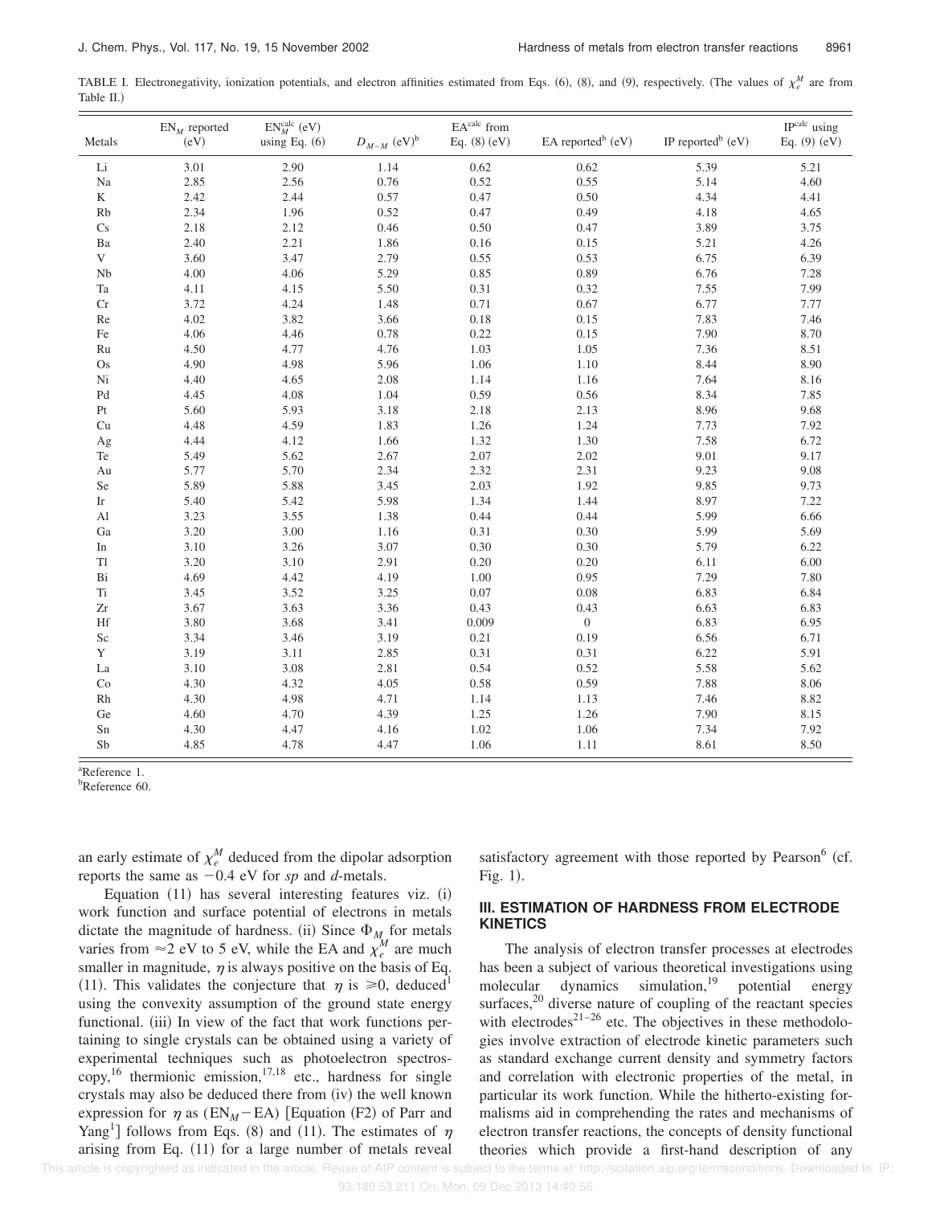TABLE I. Electronegativity, ionization potentials, and electron affinities estimated from Eqs. (6), (8), and (9), respectively. (The values of $\chi_e^M$ are from Table II.)

| Metals | $EN_M$ reported (eV) | $EN_M^{calc}$ (eV) using Eq. (6) | $D_{M-M}$ (eV)[b] | $EA^{calc}$ from Eq. (8) (eV) | EA reported[b] (eV) | IP reported[b] (eV) | $IP^{calc}$ using Eq. (9) (eV) |
|---|---|---|---|---|---|---|---|
| Li | 3.01 | 2.90 | 1.14 | 0.62 | 0.62 | 5.39 | 5.21 |
| Na | 2.85 | 2.56 | 0.76 | 0.52 | 0.55 | 5.14 | 4.60 |
| K | 2.42 | 2.44 | 0.57 | 0.47 | 0.50 | 4.34 | 4.41 |
| Rb | 2.34 | 1.96 | 0.52 | 0.47 | 0.49 | 4.18 | 4.65 |
| Cs | 2.18 | 2.12 | 0.46 | 0.50 | 0.47 | 3.89 | 3.75 |
| Ba | 2.40 | 2.21 | 1.86 | 0.16 | 0.15 | 5.21 | 4.26 |
| V | 3.60 | 3.47 | 2.79 | 0.55 | 0.53 | 6.75 | 6.39 |
| Nb | 4.00 | 4.06 | 5.29 | 0.85 | 0.89 | 6.76 | 7.28 |
| Ta | 4.11 | 4.15 | 5.50 | 0.31 | 0.32 | 7.55 | 7.99 |
| Cr | 3.72 | 4.24 | 1.48 | 0.71 | 0.67 | 6.77 | 7.77 |
| Re | 4.02 | 3.82 | 3.66 | 0.18 | 0.15 | 7.83 | 7.46 |
| Fe | 4.06 | 4.46 | 0.78 | 0.22 | 0.15 | 7.90 | 8.70 |
| Ru | 4.50 | 4.77 | 4.76 | 1.03 | 1.05 | 7.36 | 8.51 |
| Os | 4.90 | 4.98 | 5.96 | 1.06 | 1.10 | 8.44 | 8.90 |
| Ni | 4.40 | 4.65 | 2.08 | 1.14 | 1.16 | 7.64 | 8.16 |
| Pd | 4.45 | 4.08 | 1.04 | 0.59 | 0.56 | 8.34 | 7.85 |
| Pt | 5.60 | 5.93 | 3.18 | 2.18 | 2.13 | 8.96 | 9.68 |
| Cu | 4.48 | 4.59 | 1.83 | 1.26 | 1.24 | 7.73 | 7.92 |
| Ag | 4.44 | 4.12 | 1.66 | 1.32 | 1.30 | 7.58 | 6.72 |
| Te | 5.49 | 5.62 | 2.67 | 2.07 | 2.02 | 9.01 | 9.17 |
| Au | 5.77 | 5.70 | 2.34 | 2.32 | 2.31 | 9.23 | 9.08 |
| Se | 5.89 | 5.88 | 3.45 | 2.03 | 1.92 | 9.85 | 9.73 |
| Ir | 5.40 | 5.42 | 5.98 | 1.34 | 1.44 | 8.97 | 7.22 |
| Al | 3.23 | 3.55 | 1.38 | 0.44 | 0.44 | 5.99 | 6.66 |
| Ga | 3.20 | 3.00 | 1.16 | 0.31 | 0.30 | 5.99 | 5.69 |
| In | 3.10 | 3.26 | 3.07 | 0.30 | 0.30 | 5.79 | 6.22 |
| Tl | 3.20 | 3.10 | 2.91 | 0.20 | 0.20 | 6.11 | 6.00 |
| Bi | 4.69 | 4.42 | 4.19 | 1.00 | 0.95 | 7.29 | 7.80 |
| Ti | 3.45 | 3.52 | 3.25 | 0.07 | 0.08 | 6.83 | 6.84 |
| Zr | 3.67 | 3.63 | 3.36 | 0.43 | 0.43 | 6.63 | 6.83 |
| Hf | 3.80 | 3.68 | 3.41 | 0.009 | 0 | 6.83 | 6.95 |
| Sc | 3.34 | 3.46 | 3.19 | 0.21 | 0.19 | 6.56 | 6.71 |
| Y | 3.19 | 3.11 | 2.85 | 0.31 | 0.31 | 6.22 | 5.91 |
| La | 3.10 | 3.08 | 2.81 | 0.54 | 0.52 | 5.58 | 5.62 |
| Co | 4.30 | 4.32 | 4.05 | 0.58 | 0.59 | 7.88 | 8.06 |
| Rh | 4.30 | 4.98 | 4.71 | 1.14 | 1.13 | 7.46 | 8.82 |
| Ge | 4.60 | 4.70 | 4.39 | 1.25 | 1.26 | 7.90 | 8.15 |
| Sn | 4.30 | 4.47 | 4.16 | 1.02 | 1.06 | 7.34 | 7.92 |
| Sb | 4.85 | 4.78 | 4.47 | 1.06 | 1.11 | 8.61 | 8.50 |

[a]Reference 1.
[b]Reference 60.

an early estimate of $\chi_e^M$ deduced from the dipolar adsorption reports the same as $-0.4$ eV for *sp* and *d*-metals.

Equation (11) has several interesting features viz. (i) work function and surface potential of electrons in metals dictate the magnitude of hardness. (ii) Since $\Phi_M$ for metals varies from $\approx 2$ eV to 5 eV, while the EA and $\chi_e^M$ are much smaller in magnitude, $\eta$ is always positive on the basis of Eq. (11). This validates the conjecture that $\eta$ is $\geqslant 0$, deduced[1] using the convexity assumption of the ground state energy functional. (iii) In view of the fact that work functions pertaining to single crystals can be obtained using a variety of experimental techniques such as photoelectron spectroscopy,[16] thermionic emission,[17,18] etc., hardness for single crystals may also be deduced there from (iv) the well known expression for $\eta$ as $(EN_M - EA)$ [Equation (F2) of Parr and Yang[1]] follows from Eqs. (8) and (11). The estimates of $\eta$ arising from Eq. (11) for a large number of metals reveal satisfactory agreement with those reported by Pearson[6] (cf. Fig. 1).

## III. ESTIMATION OF HARDNESS FROM ELECTRODE KINETICS

The analysis of electron transfer processes at electrodes has been a subject of various theoretical investigations using molecular dynamics simulation,[19] potential energy surfaces,[20] diverse nature of coupling of the reactant species with electrodes[21–26] etc. The objectives in these methodologies involve extraction of electrode kinetic parameters such as standard exchange current density and symmetry factors and correlation with electronic properties of the metal, in particular its work function. While the hitherto-existing formalisms aid in comprehending the rates and mechanisms of electron transfer reactions, the concepts of density functional theories which provide a first-hand description of any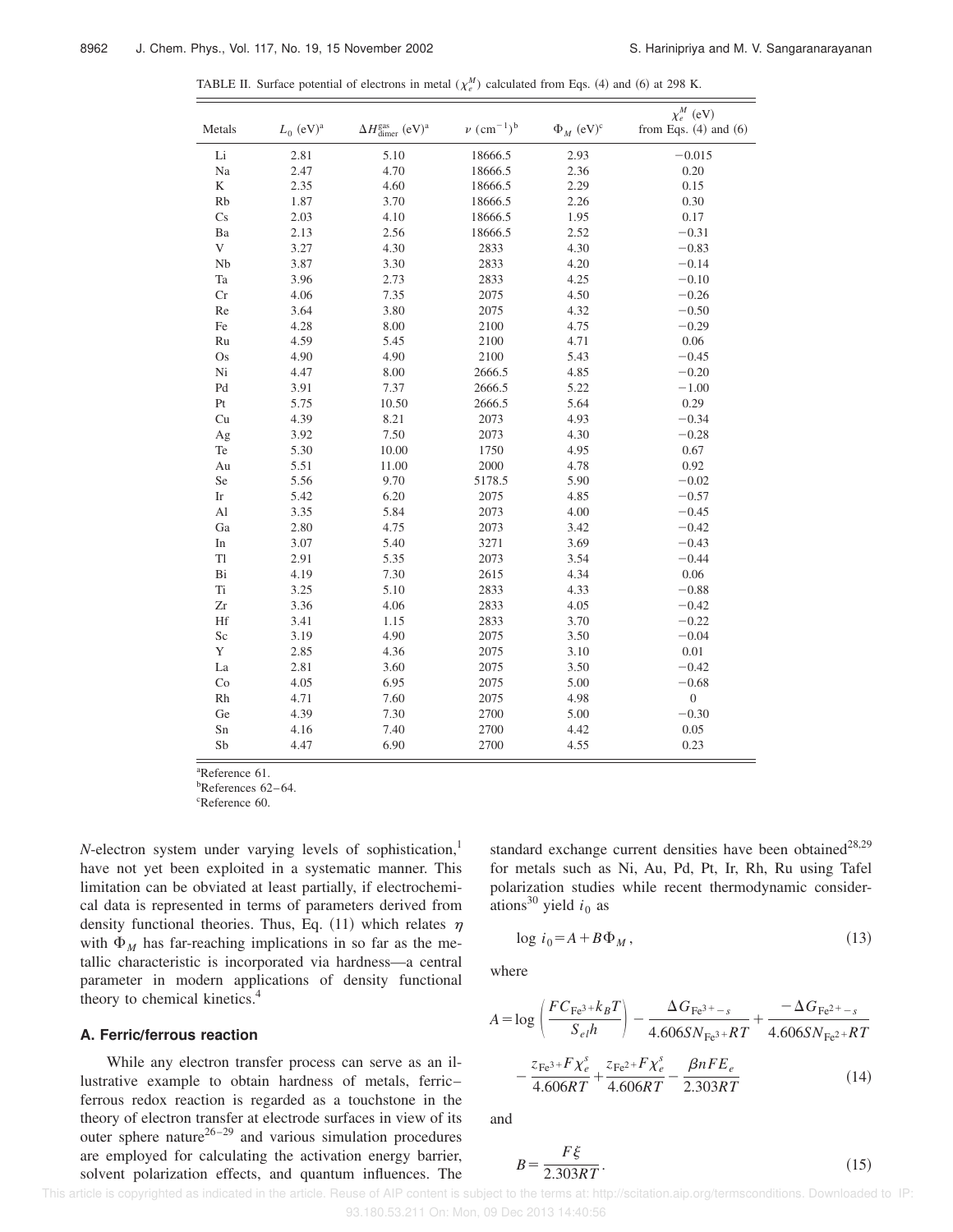TABLE II. Surface potential of electrons in metal ($\chi_e^M$) calculated from Eqs. (4) and (6) at 298 K.

| Metals | $L_0$ (eV)[a] | $\Delta H_{\text{dimer}}^{\text{gas}}$ (eV)[a] | $\nu$ (cm$^{-1}$)[b] | $\Phi_M$ (eV)[c] | $\chi_e^M$ (eV) from Eqs. (4) and (6) |
|---|---|---|---|---|---|
| Li | 2.81 | 5.10 | 18666.5 | 2.93 | −0.015 |
| Na | 2.47 | 4.70 | 18666.5 | 2.36 | 0.20 |
| K | 2.35 | 4.60 | 18666.5 | 2.29 | 0.15 |
| Rb | 1.87 | 3.70 | 18666.5 | 2.26 | 0.30 |
| Cs | 2.03 | 4.10 | 18666.5 | 1.95 | 0.17 |
| Ba | 2.13 | 2.56 | 18666.5 | 2.52 | −0.31 |
| V | 3.27 | 4.30 | 2833 | 4.30 | −0.83 |
| Nb | 3.87 | 3.30 | 2833 | 4.20 | −0.14 |
| Ta | 3.96 | 2.73 | 2833 | 4.25 | −0.10 |
| Cr | 4.06 | 7.35 | 2075 | 4.50 | −0.26 |
| Re | 3.64 | 3.80 | 2075 | 4.32 | −0.50 |
| Fe | 4.28 | 8.00 | 2100 | 4.75 | −0.29 |
| Ru | 4.59 | 5.45 | 2100 | 4.71 | 0.06 |
| Os | 4.90 | 4.90 | 2100 | 5.43 | −0.45 |
| Ni | 4.47 | 8.00 | 2666.5 | 4.85 | −0.20 |
| Pd | 3.91 | 7.37 | 2666.5 | 5.22 | −1.00 |
| Pt | 5.75 | 10.50 | 2666.5 | 5.64 | 0.29 |
| Cu | 4.39 | 8.21 | 2073 | 4.93 | −0.34 |
| Ag | 3.92 | 7.50 | 2073 | 4.30 | −0.28 |
| Te | 5.30 | 10.00 | 1750 | 4.95 | 0.67 |
| Au | 5.51 | 11.00 | 2000 | 4.78 | 0.92 |
| Se | 5.56 | 9.70 | 5178.5 | 5.90 | −0.02 |
| Ir | 5.42 | 6.20 | 2075 | 4.85 | −0.57 |
| Al | 3.35 | 5.84 | 2073 | 4.00 | −0.45 |
| Ga | 2.80 | 4.75 | 2073 | 3.42 | −0.42 |
| In | 3.07 | 5.40 | 3271 | 3.69 | −0.43 |
| Tl | 2.91 | 5.35 | 2073 | 3.54 | −0.44 |
| Bi | 4.19 | 7.30 | 2615 | 4.34 | 0.06 |
| Ti | 3.25 | 5.10 | 2833 | 4.33 | −0.88 |
| Zr | 3.36 | 4.06 | 2833 | 4.05 | −0.42 |
| Hf | 3.41 | 1.15 | 2833 | 3.70 | −0.22 |
| Sc | 3.19 | 4.90 | 2075 | 3.50 | −0.04 |
| Y | 2.85 | 4.36 | 2075 | 3.10 | 0.01 |
| La | 2.81 | 3.60 | 2075 | 3.50 | −0.42 |
| Co | 4.05 | 6.95 | 2075 | 5.00 | −0.68 |
| Rh | 4.71 | 7.60 | 2075 | 4.98 | 0 |
| Ge | 4.39 | 7.30 | 2700 | 5.00 | −0.30 |
| Sn | 4.16 | 7.40 | 2700 | 4.42 | 0.05 |
| Sb | 4.47 | 6.90 | 2700 | 4.55 | 0.23 |

[a]Reference 61.
[b]References 62–64.
[c]Reference 60.

*N*-electron system under varying levels of sophistication,[1] have not yet been exploited in a systematic manner. This limitation can be obviated at least partially, if electrochemical data is represented in terms of parameters derived from density functional theories. Thus, Eq. (11) which relates $\eta$ with $\Phi_M$ has far-reaching implications in so far as the metallic characteristic is incorporated via hardness—a central parameter in modern applications of density functional theory to chemical kinetics.[4]

### A. Ferric/ferrous reaction

While any electron transfer process can serve as an illustrative example to obtain hardness of metals, ferric–ferrous redox reaction is regarded as a touchstone in the theory of electron transfer at electrode surfaces in view of its outer sphere nature[26–29] and various simulation procedures are employed for calculating the activation energy barrier, solvent polarization effects, and quantum influences. The standard exchange current densities have been obtained[28,29] for metals such as Ni, Au, Pd, Pt, Ir, Rh, Ru using Tafel polarization studies while recent thermodynamic considerations[30] yield $i_0$ as

$$\log i_0 = A + B\Phi_M, \tag{13}$$

where

$$A = \log\left(\frac{FC_{\text{Fe}^{3+}}k_BT}{S_{el}h}\right) - \frac{\Delta G_{\text{Fe}^{3+}-s}}{4.606SN_{\text{Fe}^{3+}}RT} + \frac{-\Delta G_{\text{Fe}^{2+}-s}}{4.606SN_{\text{Fe}^{2+}}RT} - \frac{z_{\text{Fe}^{3+}}F\chi_e^s}{4.606RT} + \frac{z_{\text{Fe}^{2+}}F\chi_e^s}{4.606RT} - \frac{\beta nFE_e}{2.303RT} \tag{14}$$

and

$$B = \frac{F\xi}{2.303RT}. \tag{15}$$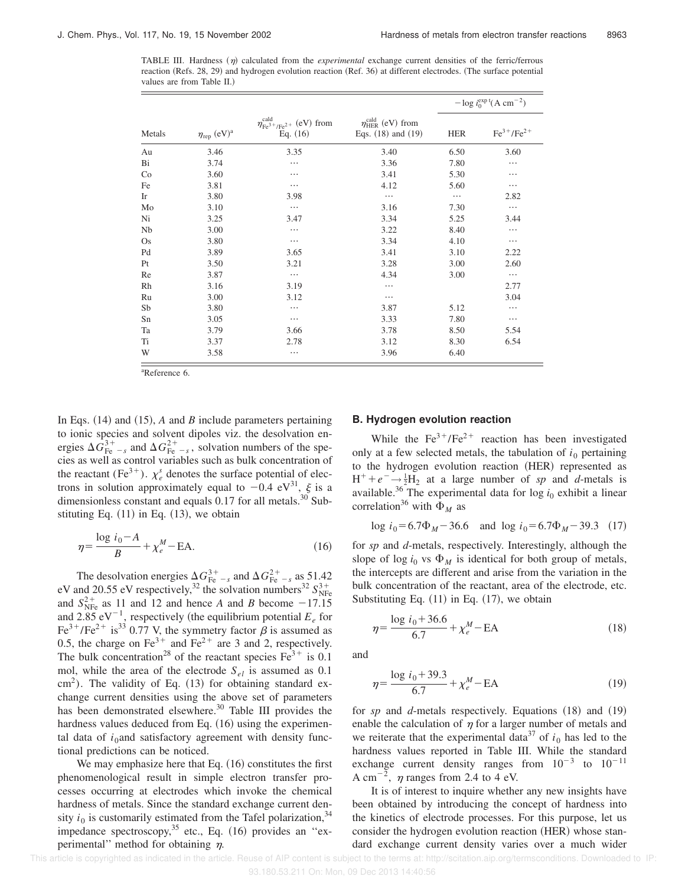TABLE III. Hardness ($\eta$) calculated from the *experimental* exchange current densities of the ferric/ferrous reaction (Refs. 28, 29) and hydrogen evolution reaction (Ref. 36) at different electrodes. (The surface potential values are from Table II.)

| Metals | $\eta_{\rm rep}$ (eV)[a] | $\eta^{\rm cald}_{\rm Fe^{3+}/Fe^{2+}}$ (eV) from Eq. (16) | $\eta^{\rm cald}_{\rm HER}$ (eV) from Eqs. (18) and (19) | $-\log i_0^{\rm exp\,t}$ (A cm$^{-2}$) | |
|---|---|---|---|---|---|
| | | | | HER | $Fe^{3+}/Fe^{2+}$ |
| Au | 3.46 | 3.35 | 3.40 | 6.50 | 3.60 |
| Bi | 3.74 | ⋯ | 3.36 | 7.80 | ⋯ |
| Co | 3.60 | ⋯ | 3.41 | 5.30 | ⋯ |
| Fe | 3.81 | ⋯ | 4.12 | 5.60 | ⋯ |
| Ir | 3.80 | 3.98 | ⋯ | ⋯ | 2.82 |
| Mo | 3.10 | ⋯ | 3.16 | 7.30 | ⋯ |
| Ni | 3.25 | 3.47 | 3.34 | 5.25 | 3.44 |
| Nb | 3.00 | ⋯ | 3.22 | 8.40 | ⋯ |
| Os | 3.80 | ⋯ | 3.34 | 4.10 | ⋯ |
| Pd | 3.89 | 3.65 | 3.41 | 3.10 | 2.22 |
| Pt | 3.50 | 3.21 | 3.28 | 3.00 | 2.60 |
| Re | 3.87 | ⋯ | 4.34 | 3.00 | ⋯ |
| Rh | 3.16 | 3.19 | ⋯ | | 2.77 |
| Ru | 3.00 | 3.12 | ⋯ | | 3.04 |
| Sb | 3.80 | ⋯ | 3.87 | 5.12 | ⋯ |
| Sn | 3.05 | ⋯ | 3.33 | 7.80 | ⋯ |
| Ta | 3.79 | 3.66 | 3.78 | 8.50 | 5.54 |
| Ti | 3.37 | 2.78 | 3.12 | 8.30 | 6.54 |
| W | 3.58 | ⋯ | 3.96 | 6.40 | |

[a]Reference 6.

In Eqs. (14) and (15), $A$ and $B$ include parameters pertaining to ionic species and solvent dipoles viz. the desolvation energies $\Delta G^{3+}_{\rm Fe\ -s}$ and $\Delta G^{2+}_{\rm Fe\ -s}$, solvation numbers of the species as well as control variables such as bulk concentration of the reactant ($Fe^{3+}$). $\chi^s_e$ denotes the surface potential of electrons in solution approximately equal to $-0.4$ eV[31], $\xi$ is a dimensionless constant and equals 0.17 for all metals.[30] Substituting Eq. (11) in Eq. (13), we obtain

$$\eta = \frac{\log i_0 - A}{B} + \chi^M_e - \text{EA}. \tag{16}$$

The desolvation energies $\Delta G^{3+}_{\rm Fe\ -s}$ and $\Delta G^{2+}_{\rm Fe\ -s}$ as 51.42 eV and 20.55 eV respectively,[32] the solvation numbers[32] $S^{3+}_{\rm NFe}$ and $S^{2+}_{\rm NFe}$ as 11 and 12 and hence $A$ and $B$ become $-17.15$ and 2.85 eV$^{-1}$, respectively (the equilibrium potential $E_e$ for $Fe^{3+}/Fe^{2+}$ is[33] 0.77 V, the symmetry factor $\beta$ is assumed as 0.5, the charge on $Fe^{3+}$ and $Fe^{2+}$ are 3 and 2, respectively. The bulk concentration[28] of the reactant species $Fe^{3+}$ is 0.1 mol, while the area of the electrode $S_{el}$ is assumed as 0.1 cm$^2$). The validity of Eq. (13) for obtaining standard exchange current densities using the above set of parameters has been demonstrated elsewhere.[30] Table III provides the hardness values deduced from Eq. (16) using the experimental data of $i_0$and satisfactory agreement with density functional predictions can be noticed.

We may emphasize here that Eq. (16) constitutes the first phenomenological result in simple electron transfer processes occurring at electrodes which invoke the chemical hardness of metals. Since the standard exchange current density $i_0$ is customarily estimated from the Tafel polarization,[34] impedance spectroscopy,[35] etc., Eq. (16) provides an "experimental" method for obtaining $\eta$.

### B. Hydrogen evolution reaction

While the $Fe^{3+}/Fe^{2+}$ reaction has been investigated only at a few selected metals, the tabulation of $i_0$ pertaining to the hydrogen evolution reaction (HER) represented as $H^+ + e^- \rightarrow \frac{1}{2}H_2$ at a large number of *sp* and *d*-metals is available.[36] The experimental data for $\log i_0$ exhibit a linear correlation[36] with $\Phi_M$ as

$$\log i_0 = 6.7\Phi_M - 36.6 \quad \text{and} \quad \log i_0 = 6.7\Phi_M - 39.3 \tag{17}$$

for *sp* and *d*-metals, respectively. Interestingly, although the slope of $\log i_0$ vs $\Phi_M$ is identical for both group of metals, the intercepts are different and arise from the variation in the bulk concentration of the reactant, area of the electrode, etc. Substituting Eq. (11) in Eq. (17), we obtain

$$\eta = \frac{\log i_0 + 36.6}{6.7} + \chi^M_e - \text{EA} \tag{18}$$

and

$$\eta = \frac{\log i_0 + 39.3}{6.7} + \chi^M_e - \text{EA} \tag{19}$$

for *sp* and *d*-metals respectively. Equations (18) and (19) enable the calculation of $\eta$ for a larger number of metals and we reiterate that the experimental data[37] of $i_0$ has led to the hardness values reported in Table III. While the standard exchange current density ranges from $10^{-3}$ to $10^{-11}$ A cm$^{-2}$, $\eta$ ranges from 2.4 to 4 eV.

It is of interest to inquire whether any new insights have been obtained by introducing the concept of hardness into the kinetics of electrode processes. For this purpose, let us consider the hydrogen evolution reaction (HER) whose standard exchange current density varies over a much wider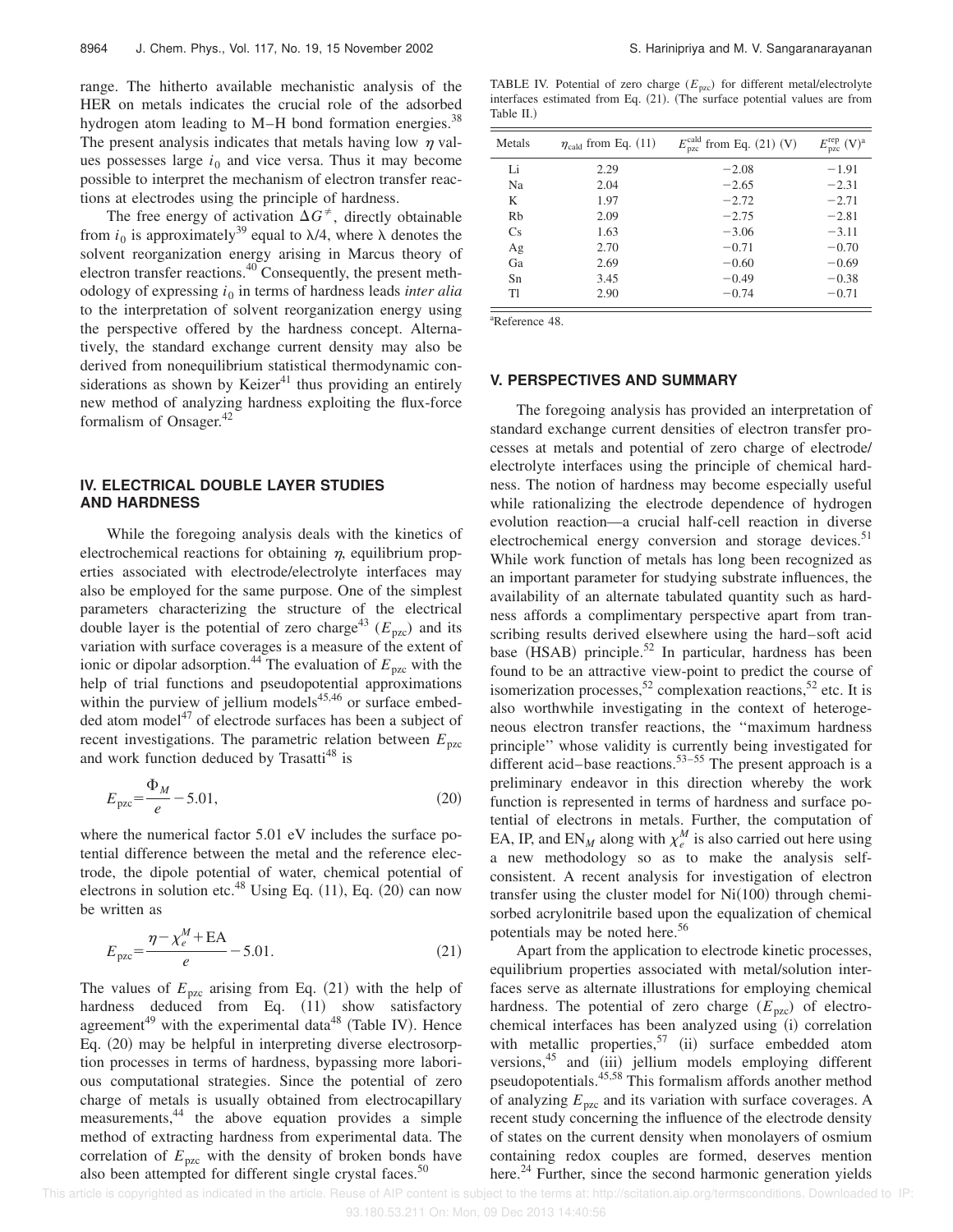range. The hitherto available mechanistic analysis of the HER on metals indicates the crucial role of the adsorbed hydrogen atom leading to M–H bond formation energies.[38] The present analysis indicates that metals having low $\eta$ values possesses large $i_0$ and vice versa. Thus it may become possible to interpret the mechanism of electron transfer reactions at electrodes using the principle of hardness.

The free energy of activation $\Delta G^{\neq}$, directly obtainable from $i_0$ is approximately[39] equal to $\lambda/4$, where $\lambda$ denotes the solvent reorganization energy arising in Marcus theory of electron transfer reactions.[40] Consequently, the present methodology of expressing $i_0$ in terms of hardness leads *inter alia* to the interpretation of solvent reorganization energy using the perspective offered by the hardness concept. Alternatively, the standard exchange current density may also be derived from nonequilibrium statistical thermodynamic considerations as shown by Keizer[41] thus providing an entirely new method of analyzing hardness exploiting the flux-force formalism of Onsager.[42]

## IV. ELECTRICAL DOUBLE LAYER STUDIES AND HARDNESS

While the foregoing analysis deals with the kinetics of electrochemical reactions for obtaining $\eta$, equilibrium properties associated with electrode/electrolyte interfaces may also be employed for the same purpose. One of the simplest parameters characterizing the structure of the electrical double layer is the potential of zero charge[43] ($E_{\rm pzc}$) and its variation with surface coverages is a measure of the extent of ionic or dipolar adsorption.[44] The evaluation of $E_{\rm pzc}$ with the help of trial functions and pseudopotential approximations within the purview of jellium models[45,46] or surface embedded atom model[47] of electrode surfaces has been a subject of recent investigations. The parametric relation between $E_{\rm pzc}$ and work function deduced by Trasatti[48] is

$$E_{\rm pzc}=\frac{\Phi_M}{e}-5.01, \tag{20}$$

where the numerical factor 5.01 eV includes the surface potential difference between the metal and the reference electrode, the dipole potential of water, chemical potential of electrons in solution etc.[48] Using Eq. (11), Eq. (20) can now be written as

$$E_{\rm pzc}=\frac{\eta-\chi_e^M+{\rm EA}}{e}-5.01. \tag{21}$$

The values of $E_{\rm pzc}$ arising from Eq. (21) with the help of hardness deduced from Eq. (11) show satisfactory agreement[49] with the experimental data[48] (Table IV). Hence Eq. (20) may be helpful in interpreting diverse electrosorption processes in terms of hardness, bypassing more laborious computational strategies. Since the potential of zero charge of metals is usually obtained from electrocapillary measurements,[44] the above equation provides a simple method of extracting hardness from experimental data. The correlation of $E_{\rm pzc}$ with the density of broken bonds have also been attempted for different single crystal faces.[50]

TABLE IV. Potential of zero charge ($E_{\rm pzc}$) for different metal/electrolyte interfaces estimated from Eq. (21). (The surface potential values are from Table II.)

| Metals | $\eta_{\rm cald}$ from Eq. (11) | $E_{\rm pzc}^{\rm cald}$ from Eq. (21) (V) | $E_{\rm pzc}^{\rm rep}$ (V)[a] |
|---|---|---|---|
| Li | 2.29 | −2.08 | −1.91 |
| Na | 2.04 | −2.65 | −2.31 |
| K | 1.97 | −2.72 | −2.71 |
| Rb | 2.09 | −2.75 | −2.81 |
| Cs | 1.63 | −3.06 | −3.11 |
| Ag | 2.70 | −0.71 | −0.70 |
| Ga | 2.69 | −0.60 | −0.69 |
| Sn | 3.45 | −0.49 | −0.38 |
| Tl | 2.90 | −0.74 | −0.71 |

[a]Reference 48.

## V. PERSPECTIVES AND SUMMARY

The foregoing analysis has provided an interpretation of standard exchange current densities of electron transfer processes at metals and potential of zero charge of electrode/electrolyte interfaces using the principle of chemical hardness. The notion of hardness may become especially useful while rationalizing the electrode dependence of hydrogen evolution reaction—a crucial half-cell reaction in diverse electrochemical energy conversion and storage devices.[51] While work function of metals has long been recognized as an important parameter for studying substrate influences, the availability of an alternate tabulated quantity such as hardness affords a complimentary perspective apart from transcribing results derived elsewhere using the hard–soft acid base (HSAB) principle.[52] In particular, hardness has been found to be an attractive view-point to predict the course of isomerization processes,[52] complexation reactions,[52] etc. It is also worthwhile investigating in the context of heterogeneous electron transfer reactions, the "maximum hardness principle" whose validity is currently being investigated for different acid–base reactions.[53–55] The present approach is a preliminary endeavor in this direction whereby the work function is represented in terms of hardness and surface potential of electrons in metals. Further, the computation of EA, IP, and $\mathrm{EN}_M$ along with $\chi_e^M$ is also carried out here using a new methodology so as to make the analysis self-consistent. A recent analysis for investigation of electron transfer using the cluster model for Ni(100) through chemisorbed acrylonitrile based upon the equalization of chemical potentials may be noted here.[56]

Apart from the application to electrode kinetic processes, equilibrium properties associated with metal/solution interfaces serve as alternate illustrations for employing chemical hardness. The potential of zero charge ($E_{\rm pzc}$) of electrochemical interfaces has been analyzed using (i) correlation with metallic properties,[57] (ii) surface embedded atom versions,[45] and (iii) jellium models employing different pseudopotentials.[45,58] This formalism affords another method of analyzing $E_{\rm pzc}$ and its variation with surface coverages. A recent study concerning the influence of the electrode density of states on the current density when monolayers of osmium containing redox couples are formed, deserves mention here.[24] Further, since the second harmonic generation yields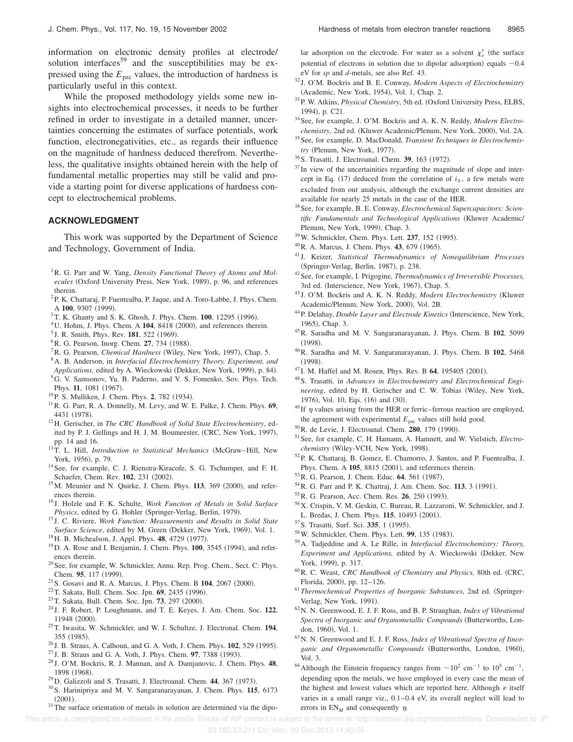information on electronic density profiles at electrode/solution interfaces[59] and the susceptibilities may be expressed using the $E_{\mathrm{pzc}}$ values, the introduction of hardness is particularly useful in this context.

While the proposed methodology yields some new insights into electrochemical processes, it needs to be further refined in order to investigate in a detailed manner, uncertainties concerning the estimates of surface potentials, work function, electronegativities, etc., as regards their influence on the magnitude of hardness deduced therefrom. Nevertheless, the qualitative insights obtained herein with the help of fundamental metallic properties may still be valid and provide a starting point for diverse applications of hardness concept to electrochemical problems.

## ACKNOWLEDGMENT

This work was supported by the Department of Science and Technology, Government of India.

[1] R. G. Parr and W. Yang, *Density Functional Theory of Atoms and Molecules* (Oxford University Press, New York, 1989), p. 96, and references therein.

[2] P. K. Chattaraj, P. Fuentealba, P. Jaque, and A. Toro-Labbe, J. Phys. Chem. A **100**, 9307 (1999).

[3] T. K. Ghanty and S. K. Ghosh, J. Phys. Chem. **100**, 12295 (1996).

[4] U. Hohm, J. Phys. Chem. A **104**, 8418 (2000), and references therein.

[5] J. R. Smith, Phys. Rev. **181**, 522 (1969).

[6] R. G. Pearson, Inorg. Chem. **27**, 734 (1988).

[7] R. G. Pearson, *Chemical Hardness* (Wiley, New York, 1997), Chap. 5.

[8] A. B. Anderson, in *Interfacial Electrochemistry Theory, Experiment, and Applications*, edited by A. Wieckowski (Dekker, New York, 1999), p. 84).

[9] G. V. Samsonov, Yu. B. Paderno, and V. S. Fomenko, Sov. Phys. Tech. Phys. **11**, 1081 (1967).

[10] P. S. Mulliken, J. Chem. Phys. **2**, 782 (1934).

[11] R. G. Parr, R. A. Donnelly, M. Levy, and W. E. Palke, J. Chem. Phys. **69**, 4431 (1978).

[12] H. Gerischer, in *The CRC Handbook of Solid State Electrochemistry*, edited by P. J. Gellings and H. J. M. Boumeester, (CRC, New York, 1997), pp. 14 and 16.

[13] T. L. Hill, *Introduction to Statistical Mechanics* (McGraw–Hill, New York, 1956), p. 79.

[14] See, for example, C. J. Rienstra-Kiracofe, S. G. Tschumper, and F. H. Schaefer, Chem. Rev. **102**, 231 (2002).

[15] M. Meunier and N. Quirke, J. Chem. Phys. **113**, 369 (2000), and references therein.

[16] J. Holzle and F. K. Schulte, *Work Function of Metals in Solid Surface Physics*, edited by G. Hohler (Springer-Verlag, Berlin, 1979).

[17] J. C. Riviere, *Work Function: Measurements and Results in Solid State Surface Science*, edited by M. Green (Dekker, New York, 1969), Vol. 1.

[18] H. B. Michealson, J. Appl. Phys. **48**, 4729 (1977).

[19] D. A. Rose and I. Benjamin, J. Chem. Phys. **100**, 3545 (1994), and references therein.

[20] See, for example, W. Schmickler, Annu. Rep. Prog. Chem., Sect. C: Phys. Chem. **95**, 117 (1999).

[21] S. Gosavi and R. A. Marcus, J. Phys. Chem. B **104**, 2067 (2000).

[22] T. Sakata, Bull. Chem. Soc. Jpn. **69**, 2435 (1996).

[23] T. Sakata, Bull. Chem. Soc. Jpn. **73**, 297 (2000).

[24] J. F. Robert, P. Loughmann, and T. E. Keyes, J. Am. Chem. Soc. **122**, 11948 (2000).

[25] T. Iwasita, W. Schmickler, and W. J. Schultze, J. Electronal. Chem. **194**, 355 (1985).

[26] J. B. Straus, A. Calhoun, and G. A. Voth, J. Chem. Phys. **102**, 529 (1995).

[27] J. B. Straus and G. A. Voth, J. Phys. Chem. **97**, 7388 (1993).

[28] J. O'M. Bockris, R. J. Mannan, and A. Damjanovic, J. Chem. Phys. **48**, 1898 (1968).

[29] D. Galizzoli and S. Trasatti, J. Electroanal. Chem. **44**, 367 (1973).

[30] S. Harinipriya and M. V. Sangaranarayanan, J. Chem. Phys. **115**, 6173 (2001).

[31] The surface orientation of metals in solution are determined via the dipolar adsorption on the electrode. For water as a solvent $\chi_e^s$ (the surface potential of electrons in solution due to dipolar adsorption) equals $-0.4$ eV for *sp* and *d*-metals, see also Ref. 43.

[32] J. O'M. Bockris and B. E. Conway, *Modern Aspects of Electrochemistry* (Academic, New York, 1954), Vol. 1, Chap. 2.

[33] P. W. Atkins, *Physical Chemistry*, 5th ed. (Oxford University Press, ELBS, 1994), p. C21.

[34] See, for example, J. O'M. Bockris and A. K. N. Reddy, *Modern Electrochemistry*, 2nd ed. (Kluwer Academic/Plenum, New York, 2000), Vol. 2A.

[35] See, for example, D. MacDonald, *Transient Techniques in Electrochemistry* (Plenum, New York, 1977).

[36] S. Trasatti, J. Electroanal. Chem. **39**, 163 (1972).

[37] In view of the uncertainities regarding the magnitude of slope and intercept in Eq. (17) deduced from the correlation of $i_0$, a few metals were excluded from our analysis, although the exchange current densities are available for nearly 25 metals in the case of the HER.

[38] See, for example, B. E. Conway, *Electrochemical Supercapacitors: Scientific Fundamentals and Technological Applications* (Kluwer Academic/Plenum, New York, 1999), Chap. 3.

[39] W. Schmickler, Chem. Phys. Lett. **237**, 152 (1995).

[40] R. A. Marcus, J. Chem. Phys. **43**, 679 (1965).

[41] J. Keizer, *Statistical Thermodynamics of Nonequilibrium Processes* (Springer-Verlag, Berlin, 1987), p. 238.

[42] See, for example, I. Prigogine, *Thermodynamics of Irreversible Processes,* 3rd ed. (Interscience, New York, 1967), Chap. 5.

[43] J. O'M. Bockris and A. K. N. Reddy, *Modern Electrochemistry* (Kluwer Academic/Plenum, New York, 2000), Vol. 2B.

[44] P. Delahay, *Double Layer and Electrode Kinetics* (Interscience, New York, 1965), Chap. 3.

[45] R. Saradha and M. V. Sangaranarayanan, J. Phys. Chem. B **102**, 5099 (1998).

[46] R. Saradha and M. V. Sangaranarayanan, J. Phys. Chem. B **102**, 5468 (1998).

[47] I. M. Haffel and M. Rosen, Phys. Rev. B **64**, 195405 (2001).

[48] S. Trasatti, in *Advances in Electrochemistry and Electrochemical Engineering*, edited by H. Gerischer and C. W. Tobias (Wiley, New York, 1976), Vol. 10, Eqs. (16) and (30).

[49] If $\eta$ values arising from the HER or ferric–ferrous reaction are employed, the agreement with experimental $E_{\mathrm{pzc}}$ values still hold good.

[50] R. de Levie, J. Electroanal. Chem. **280**, 179 (1990).

[51] See, for example, C. H. Hamann, A. Hamnett, and W. Vielstich, *Electrochemistry* (Wiley-VCH, New York, 1998).

[52] P. K. Chattaraj, B. Gomez, E. Chamorro, J. Santos, and P. Fuentealba, J. Phys. Chem. A **105**, 8815 (2001), and references therein.

[53] R. G. Pearson, J. Chem. Educ. **64**, 561 (1987).

[54] R. G. Parr and P. K. Chattraj, J. Am. Chem. Soc. **113**, 3 (1991).

[55] R. G. Pearson, Acc. Chem. Res. **26**, 250 (1993).

[56] X. Crispin, V. M. Geskin, C. Bureau, R. Lazzaroni, W. Schmickler, and J. L. Bredas, J. Chem. Phys. **115**, 10493 (2001).

[57] S. Trasatti, Surf. Sci. **335**, 1 (1995).

[58] W. Schmickler, Chem. Phys. Lett. **99**, 135 (1983).

[59] A. Tadjeddine and A. Le Rille, in *Interfacial Electrochemistry: Theory, Experiment and Applications,* edited by A. Wieckowski (Dekker, New York, 1999), p. 317.

[60] R. C. Weast, *CRC Handbook of Chemistry and Physics,* 80th ed. (CRC, Florida, 2000), pp. 12–126.

[61] *Thermochemical Properties of Inorganic Substances*, 2nd ed. (Springer-Verlag, New York, 1991).

[62] N. N. Greenwood, E. J. F. Ross, and B. P. Straughan, *Index of Vibrational Spectra of Inorganic and Organometallic Compounds* (Butterworths, London, 1960), Vol. 1.

[63] N. N. Greenwood and E. J. F. Ross, *Index of Vibrational Spectra of Iinorganic and Organometallic Compounds* (Butterworths, London, 1960), Vol. 3.

[64] Although the Einstein frequency ranges from $\sim 10^2$ cm$^{-1}$ to $10^5$ cm$^{-1}$, depending upon the metals, we have employed in every case the mean of the highest and lowest values which are reported here. Although $\nu$ itself varies in a small range viz., 0.1–0.4 eV, its overall neglect will lead to errors in $\mathrm{EN}_M$ and consequently $\eta$.